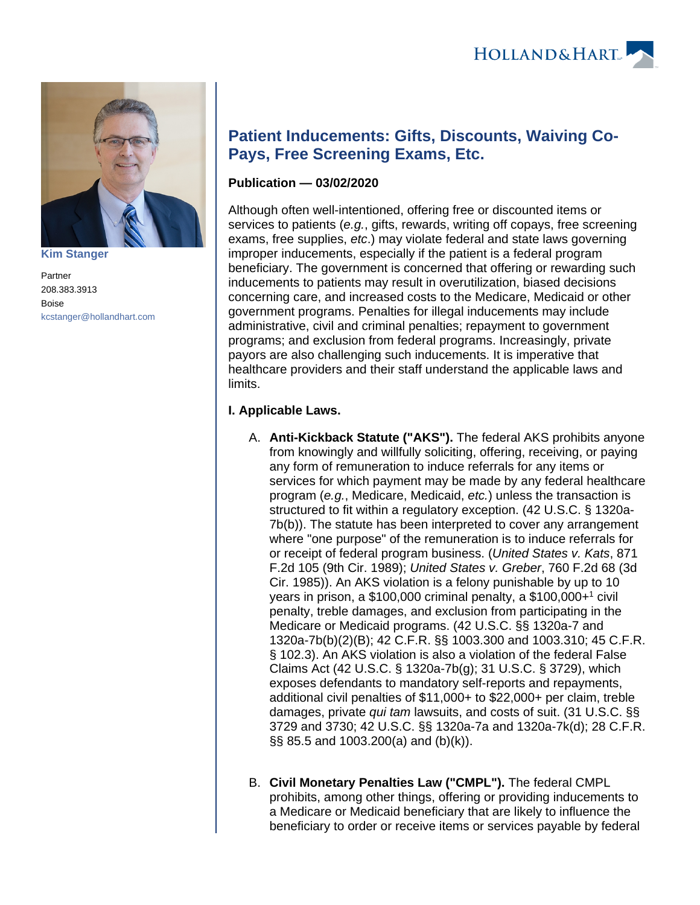Kim Stanger

Partner
208.383.3913
Boise
kcstanger@hollandhart.com

# Patient Inducements: Gifts, Discounts, Waiving Co-Pays, Free Screening Exams, Etc.

**Publication — 03/02/2020**

Although often well-intentioned, offering free or discounted items or services to patients (*e.g.*, gifts, rewards, writing off copays, free screening exams, free supplies, *etc*.) may violate federal and state laws governing improper inducements, especially if the patient is a federal program beneficiary. The government is concerned that offering or rewarding such inducements to patients may result in overutilization, biased decisions concerning care, and increased costs to the Medicare, Medicaid or other government programs. Penalties for illegal inducements may include administrative, civil and criminal penalties; repayment to government programs; and exclusion from federal programs. Increasingly, private payors are also challenging such inducements. It is imperative that healthcare providers and their staff understand the applicable laws and limits.

**I. Applicable Laws.**

A. **Anti-Kickback Statute ("AKS").** The federal AKS prohibits anyone from knowingly and willfully soliciting, offering, receiving, or paying any form of remuneration to induce referrals for any items or services for which payment may be made by any federal healthcare program (*e.g.*, Medicare, Medicaid, *etc.*) unless the transaction is structured to fit within a regulatory exception. (42 U.S.C. § 1320a-7b(b)). The statute has been interpreted to cover any arrangement where "one purpose" of the remuneration is to induce referrals for or receipt of federal program business. (*United States v. Kats*, 871 F.2d 105 (9th Cir. 1989); *United States v. Greber*, 760 F.2d 68 (3d Cir. 1985)). An AKS violation is a felony punishable by up to 10 years in prison, a $100,000 criminal penalty, a $100,000+[1] civil penalty, treble damages, and exclusion from participating in the Medicare or Medicaid programs. (42 U.S.C. §§ 1320a-7 and 1320a-7b(b)(2)(B); 42 C.F.R. §§ 1003.300 and 1003.310; 45 C.F.R. § 102.3). An AKS violation is also a violation of the federal False Claims Act (42 U.S.C. § 1320a-7b(g); 31 U.S.C. § 3729), which exposes defendants to mandatory self-reports and repayments, additional civil penalties of $11,000+ to $22,000+ per claim, treble damages, private *qui tam* lawsuits, and costs of suit. (31 U.S.C. §§ 3729 and 3730; 42 U.S.C. §§ 1320a-7a and 1320a-7k(d); 28 C.F.R. §§ 85.5 and 1003.200(a) and (b)(k)).

B. **Civil Monetary Penalties Law ("CMPL").** The federal CMPL prohibits, among other things, offering or providing inducements to a Medicare or Medicaid beneficiary that are likely to influence the beneficiary to order or receive items or services payable by federal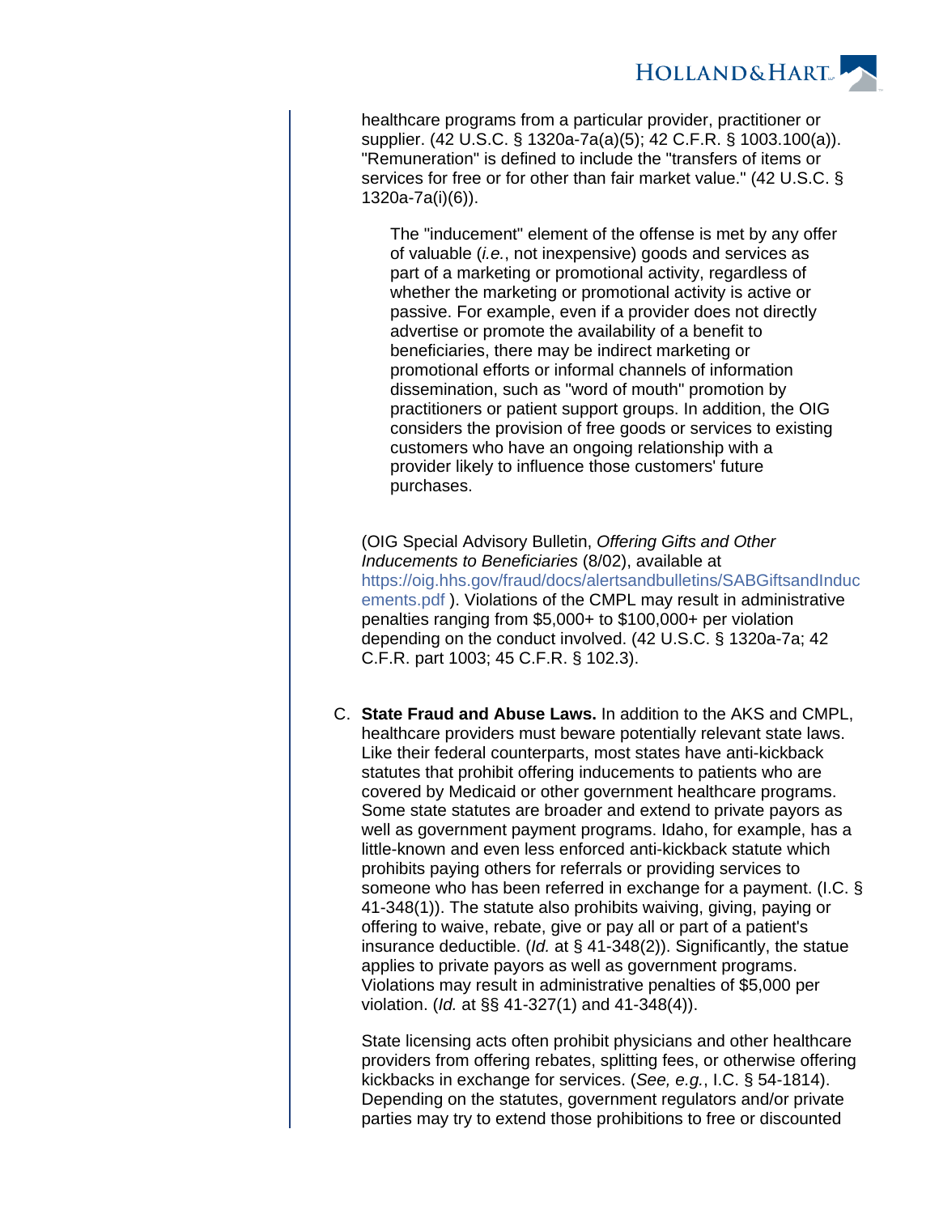healthcare programs from a particular provider, practitioner or supplier. (42 U.S.C. § 1320a-7a(a)(5); 42 C.F.R. § 1003.100(a)). "Remuneration" is defined to include the "transfers of items or services for free or for other than fair market value." (42 U.S.C. § 1320a-7a(i)(6)).

> The "inducement" element of the offense is met by any offer of valuable (*i.e.*, not inexpensive) goods and services as part of a marketing or promotional activity, regardless of whether the marketing or promotional activity is active or passive. For example, even if a provider does not directly advertise or promote the availability of a benefit to beneficiaries, there may be indirect marketing or promotional efforts or informal channels of information dissemination, such as "word of mouth" promotion by practitioners or patient support groups. In addition, the OIG considers the provision of free goods or services to existing customers who have an ongoing relationship with a provider likely to influence those customers' future purchases.

(OIG Special Advisory Bulletin, *Offering Gifts and Other Inducements to Beneficiaries* (8/02), available at https://oig.hhs.gov/fraud/docs/alertsandbulletins/SABGiftsandInducements.pdf ). Violations of the CMPL may result in administrative penalties ranging from $5,000+ to $100,000+ per violation depending on the conduct involved. (42 U.S.C. § 1320a-7a; 42 C.F.R. part 1003; 45 C.F.R. § 102.3).

C. **State Fraud and Abuse Laws.** In addition to the AKS and CMPL, healthcare providers must beware potentially relevant state laws. Like their federal counterparts, most states have anti-kickback statutes that prohibit offering inducements to patients who are covered by Medicaid or other government healthcare programs. Some state statutes are broader and extend to private payors as well as government payment programs. Idaho, for example, has a little-known and even less enforced anti-kickback statute which prohibits paying others for referrals or providing services to someone who has been referred in exchange for a payment. (I.C. § 41-348(1)). The statute also prohibits waiving, giving, paying or offering to waive, rebate, give or pay all or part of a patient's insurance deductible. (*Id.* at § 41-348(2)). Significantly, the statue applies to private payors as well as government programs. Violations may result in administrative penalties of $5,000 per violation. (*Id.* at §§ 41-327(1) and 41-348(4)).

State licensing acts often prohibit physicians and other healthcare providers from offering rebates, splitting fees, or otherwise offering kickbacks in exchange for services. (*See, e.g.*, I.C. § 54-1814). Depending on the statutes, government regulators and/or private parties may try to extend those prohibitions to free or discounted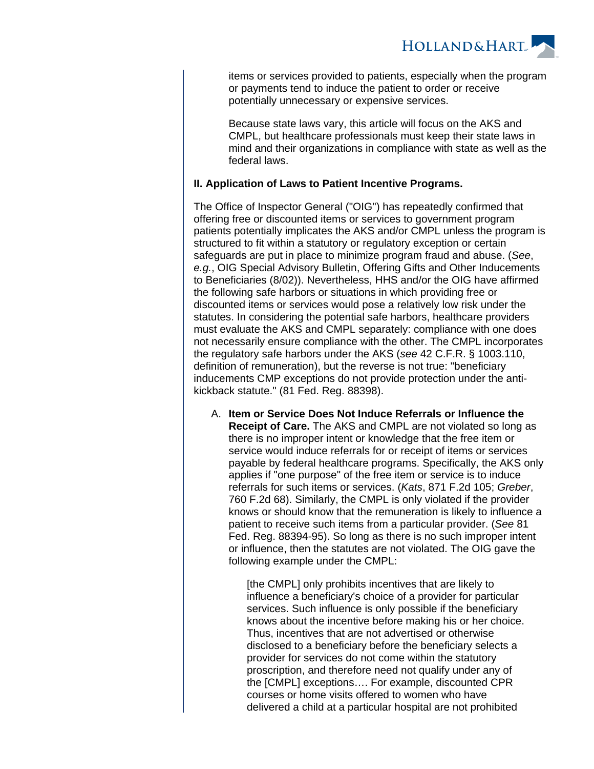items or services provided to patients, especially when the program or payments tend to induce the patient to order or receive potentially unnecessary or expensive services.

Because state laws vary, this article will focus on the AKS and CMPL, but healthcare professionals must keep their state laws in mind and their organizations in compliance with state as well as the federal laws.

**II. Application of Laws to Patient Incentive Programs.**

The Office of Inspector General ("OIG") has repeatedly confirmed that offering free or discounted items or services to government program patients potentially implicates the AKS and/or CMPL unless the program is structured to fit within a statutory or regulatory exception or certain safeguards are put in place to minimize program fraud and abuse. (*See*, *e.g.*, OIG Special Advisory Bulletin, Offering Gifts and Other Inducements to Beneficiaries (8/02)). Nevertheless, HHS and/or the OIG have affirmed the following safe harbors or situations in which providing free or discounted items or services would pose a relatively low risk under the statutes. In considering the potential safe harbors, healthcare providers must evaluate the AKS and CMPL separately: compliance with one does not necessarily ensure compliance with the other. The CMPL incorporates the regulatory safe harbors under the AKS (*see* 42 C.F.R. § 1003.110, definition of remuneration), but the reverse is not true: "beneficiary inducements CMP exceptions do not provide protection under the anti-kickback statute." (81 Fed. Reg. 88398).

A. **Item or Service Does Not Induce Referrals or Influence the Receipt of Care.** The AKS and CMPL are not violated so long as there is no improper intent or knowledge that the free item or service would induce referrals for or receipt of items or services payable by federal healthcare programs. Specifically, the AKS only applies if "one purpose" of the free item or service is to induce referrals for such items or services. (*Kats*, 871 F.2d 105; *Greber*, 760 F.2d 68). Similarly, the CMPL is only violated if the provider knows or should know that the remuneration is likely to influence a patient to receive such items from a particular provider. (*See* 81 Fed. Reg. 88394-95). So long as there is no such improper intent or influence, then the statutes are not violated. The OIG gave the following example under the CMPL:

> [the CMPL] only prohibits incentives that are likely to influence a beneficiary's choice of a provider for particular services. Such influence is only possible if the beneficiary knows about the incentive before making his or her choice. Thus, incentives that are not advertised or otherwise disclosed to a beneficiary before the beneficiary selects a provider for services do not come within the statutory proscription, and therefore need not qualify under any of the [CMPL] exceptions…. For example, discounted CPR courses or home visits offered to women who have delivered a child at a particular hospital are not prohibited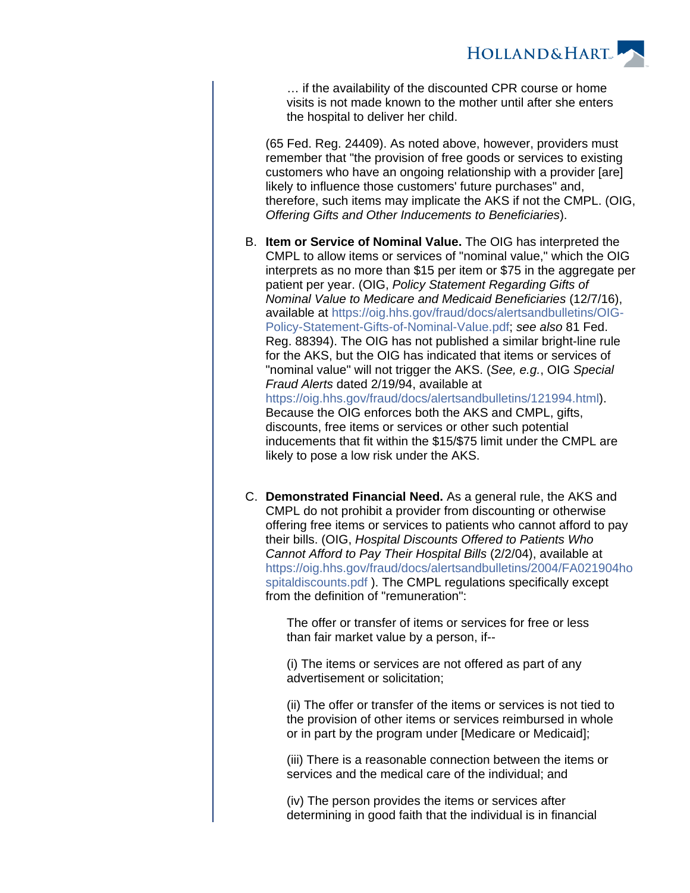> … if the availability of the discounted CPR course or home visits is not made known to the mother until after she enters the hospital to deliver her child.

(65 Fed. Reg. 24409). As noted above, however, providers must remember that "the provision of free goods or services to existing customers who have an ongoing relationship with a provider [are] likely to influence those customers' future purchases" and, therefore, such items may implicate the AKS if not the CMPL. (OIG, *Offering Gifts and Other Inducements to Beneficiaries*).

B. **Item or Service of Nominal Value.** The OIG has interpreted the CMPL to allow items or services of "nominal value," which the OIG interprets as no more than $15 per item or $75 in the aggregate per patient per year. (OIG, *Policy Statement Regarding Gifts of Nominal Value to Medicare and Medicaid Beneficiaries* (12/7/16), available at https://oig.hhs.gov/fraud/docs/alertsandbulletins/OIG-Policy-Statement-Gifts-of-Nominal-Value.pdf; *see also* 81 Fed. Reg. 88394). The OIG has not published a similar bright-line rule for the AKS, but the OIG has indicated that items or services of "nominal value" will not trigger the AKS. (*See, e.g.*, OIG *Special Fraud Alerts* dated 2/19/94, available at https://oig.hhs.gov/fraud/docs/alertsandbulletins/121994.html). Because the OIG enforces both the AKS and CMPL, gifts, discounts, free items or services or other such potential inducements that fit within the $15/$75 limit under the CMPL are likely to pose a low risk under the AKS.

C. **Demonstrated Financial Need.** As a general rule, the AKS and CMPL do not prohibit a provider from discounting or otherwise offering free items or services to patients who cannot afford to pay their bills. (OIG, *Hospital Discounts Offered to Patients Who Cannot Afford to Pay Their Hospital Bills* (2/2/04), available at https://oig.hhs.gov/fraud/docs/alertsandbulletins/2004/FA021904hospitaldiscounts.pdf ). The CMPL regulations specifically except from the definition of "remuneration":

> The offer or transfer of items or services for free or less than fair market value by a person, if--
>
> (i) The items or services are not offered as part of any advertisement or solicitation;
>
> (ii) The offer or transfer of the items or services is not tied to the provision of other items or services reimbursed in whole or in part by the program under [Medicare or Medicaid];
>
> (iii) There is a reasonable connection between the items or services and the medical care of the individual; and
>
> (iv) The person provides the items or services after determining in good faith that the individual is in financial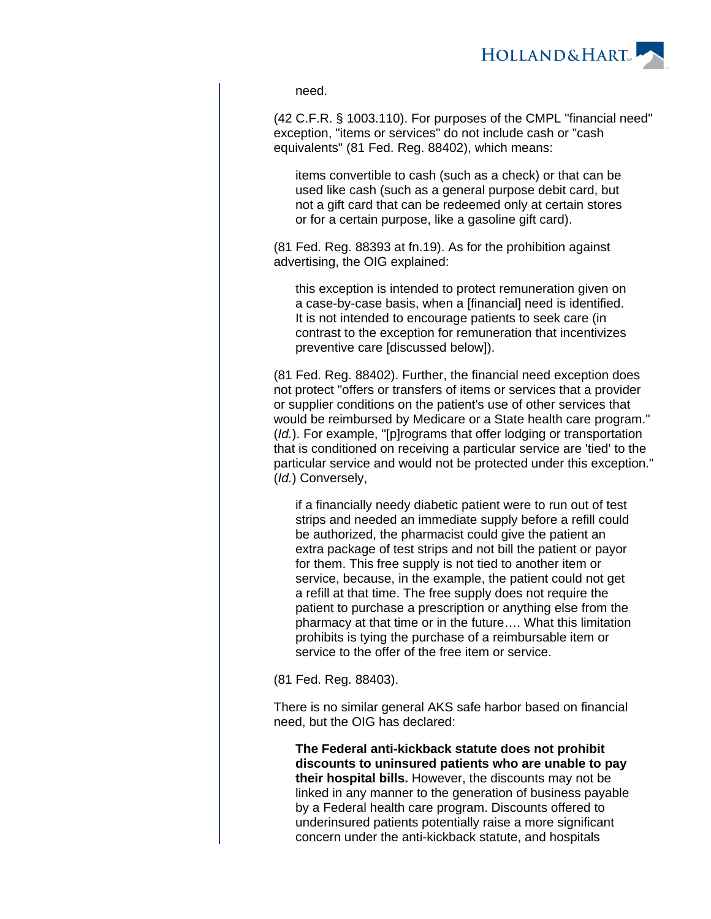> need.

(42 C.F.R. § 1003.110). For purposes of the CMPL "financial need" exception, "items or services" do not include cash or "cash equivalents" (81 Fed. Reg. 88402), which means:

> items convertible to cash (such as a check) or that can be used like cash (such as a general purpose debit card, but not a gift card that can be redeemed only at certain stores or for a certain purpose, like a gasoline gift card).

(81 Fed. Reg. 88393 at fn.19). As for the prohibition against advertising, the OIG explained:

> this exception is intended to protect remuneration given on a case-by-case basis, when a [financial] need is identified. It is not intended to encourage patients to seek care (in contrast to the exception for remuneration that incentivizes preventive care [discussed below]).

(81 Fed. Reg. 88402). Further, the financial need exception does not protect "offers or transfers of items or services that a provider or supplier conditions on the patient's use of other services that would be reimbursed by Medicare or a State health care program." (*Id.*). For example, "[p]rograms that offer lodging or transportation that is conditioned on receiving a particular service are 'tied' to the particular service and would not be protected under this exception." (*Id.*) Conversely,

> if a financially needy diabetic patient were to run out of test strips and needed an immediate supply before a refill could be authorized, the pharmacist could give the patient an extra package of test strips and not bill the patient or payor for them. This free supply is not tied to another item or service, because, in the example, the patient could not get a refill at that time. The free supply does not require the patient to purchase a prescription or anything else from the pharmacy at that time or in the future…. What this limitation prohibits is tying the purchase of a reimbursable item or service to the offer of the free item or service.

(81 Fed. Reg. 88403).

There is no similar general AKS safe harbor based on financial need, but the OIG has declared:

> **The Federal anti-kickback statute does not prohibit discounts to uninsured patients who are unable to pay their hospital bills.** However, the discounts may not be linked in any manner to the generation of business payable by a Federal health care program. Discounts offered to underinsured patients potentially raise a more significant concern under the anti-kickback statute, and hospitals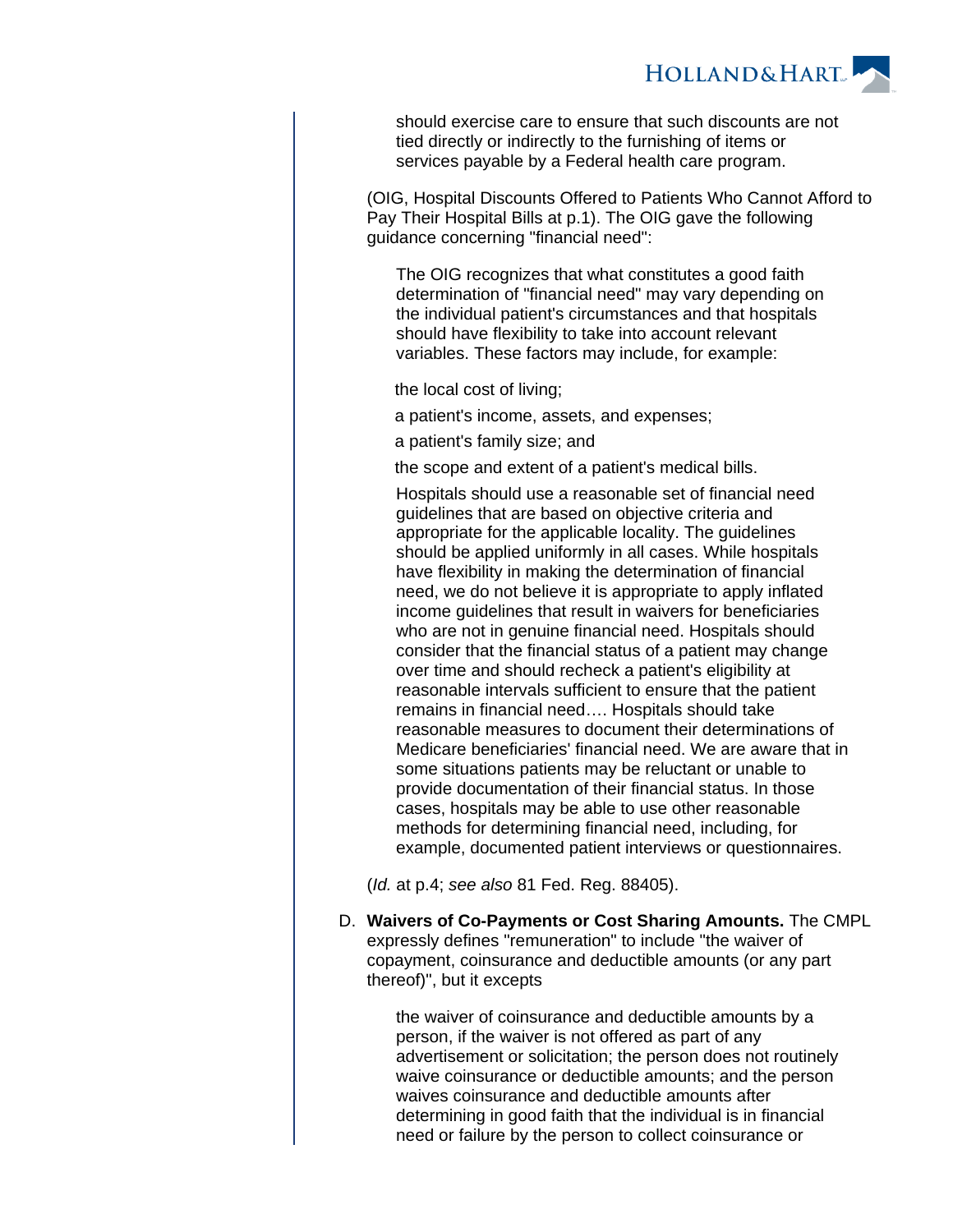> should exercise care to ensure that such discounts are not tied directly or indirectly to the furnishing of items or services payable by a Federal health care program.

(OIG, Hospital Discounts Offered to Patients Who Cannot Afford to Pay Their Hospital Bills at p.1). The OIG gave the following guidance concerning "financial need":

> The OIG recognizes that what constitutes a good faith determination of "financial need" may vary depending on the individual patient's circumstances and that hospitals should have flexibility to take into account relevant variables. These factors may include, for example:
>
> the local cost of living;
>
> a patient's income, assets, and expenses;
>
> a patient's family size; and
>
> the scope and extent of a patient's medical bills.
>
> Hospitals should use a reasonable set of financial need guidelines that are based on objective criteria and appropriate for the applicable locality. The guidelines should be applied uniformly in all cases. While hospitals have flexibility in making the determination of financial need, we do not believe it is appropriate to apply inflated income guidelines that result in waivers for beneficiaries who are not in genuine financial need. Hospitals should consider that the financial status of a patient may change over time and should recheck a patient's eligibility at reasonable intervals sufficient to ensure that the patient remains in financial need…. Hospitals should take reasonable measures to document their determinations of Medicare beneficiaries' financial need. We are aware that in some situations patients may be reluctant or unable to provide documentation of their financial status. In those cases, hospitals may be able to use other reasonable methods for determining financial need, including, for example, documented patient interviews or questionnaires.

(*Id.* at p.4; *see also* 81 Fed. Reg. 88405).

D. **Waivers of Co-Payments or Cost Sharing Amounts.** The CMPL expressly defines "remuneration" to include "the waiver of copayment, coinsurance and deductible amounts (or any part thereof)", but it excepts

> the waiver of coinsurance and deductible amounts by a person, if the waiver is not offered as part of any advertisement or solicitation; the person does not routinely waive coinsurance or deductible amounts; and the person waives coinsurance and deductible amounts after determining in good faith that the individual is in financial need or failure by the person to collect coinsurance or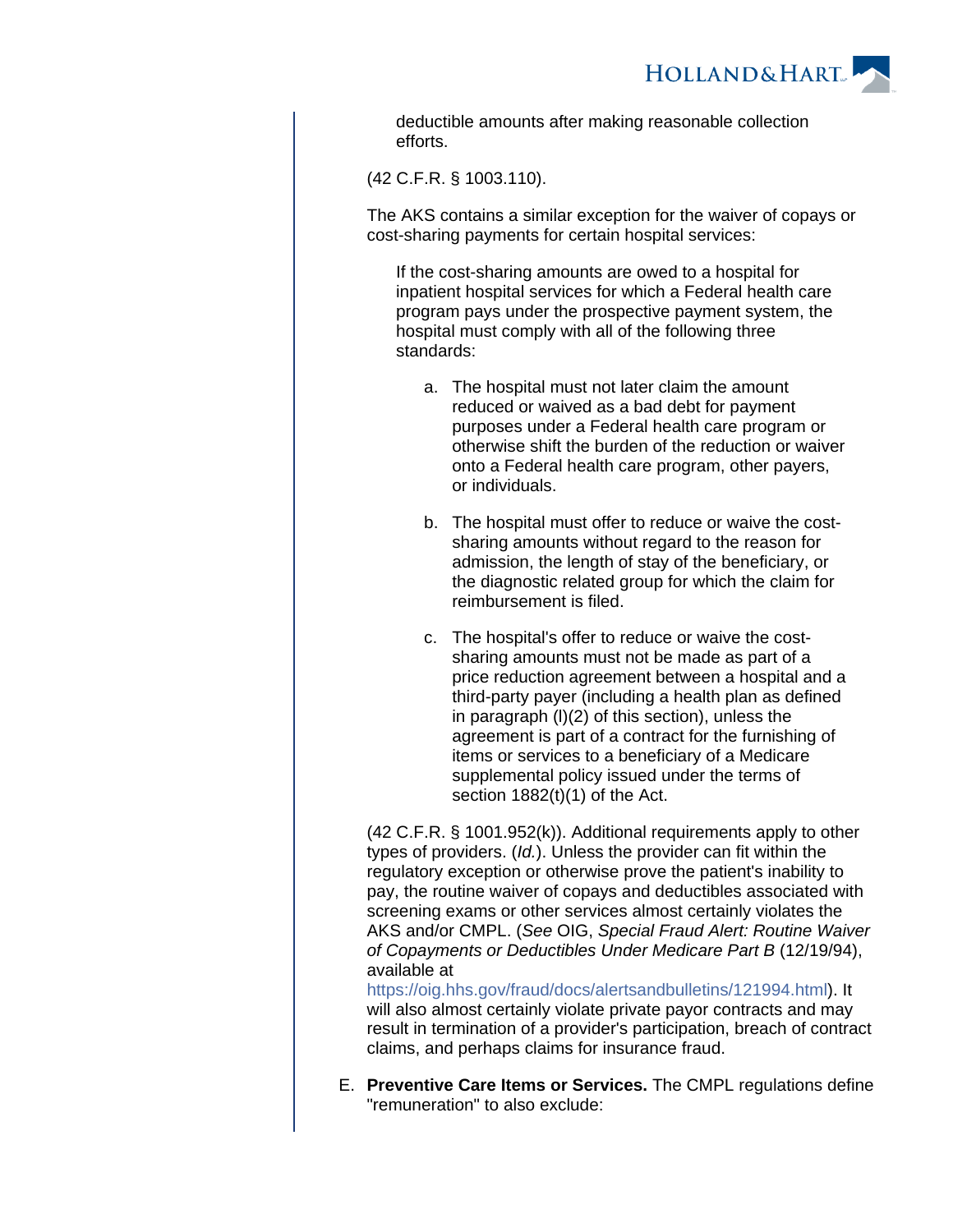> deductible amounts after making reasonable collection efforts.

(42 C.F.R. § 1003.110).

The AKS contains a similar exception for the waiver of copays or cost-sharing payments for certain hospital services:

> If the cost-sharing amounts are owed to a hospital for inpatient hospital services for which a Federal health care program pays under the prospective payment system, the hospital must comply with all of the following three standards:
>
> a. The hospital must not later claim the amount reduced or waived as a bad debt for payment purposes under a Federal health care program or otherwise shift the burden of the reduction or waiver onto a Federal health care program, other payers, or individuals.
>
> b. The hospital must offer to reduce or waive the cost-sharing amounts without regard to the reason for admission, the length of stay of the beneficiary, or the diagnostic related group for which the claim for reimbursement is filed.
>
> c. The hospital's offer to reduce or waive the cost-sharing amounts must not be made as part of a price reduction agreement between a hospital and a third-party payer (including a health plan as defined in paragraph (l)(2) of this section), unless the agreement is part of a contract for the furnishing of items or services to a beneficiary of a Medicare supplemental policy issued under the terms of section 1882(t)(1) of the Act.

(42 C.F.R. § 1001.952(k)). Additional requirements apply to other types of providers. (*Id.*). Unless the provider can fit within the regulatory exception or otherwise prove the patient's inability to pay, the routine waiver of copays and deductibles associated with screening exams or other services almost certainly violates the AKS and/or CMPL. (*See* OIG, *Special Fraud Alert: Routine Waiver of Copayments or Deductibles Under Medicare Part B* (12/19/94), available at https://oig.hhs.gov/fraud/docs/alertsandbulletins/121994.html). It will also almost certainly violate private payor contracts and may result in termination of a provider's participation, breach of contract claims, and perhaps claims for insurance fraud.

E. **Preventive Care Items or Services.** The CMPL regulations define "remuneration" to also exclude: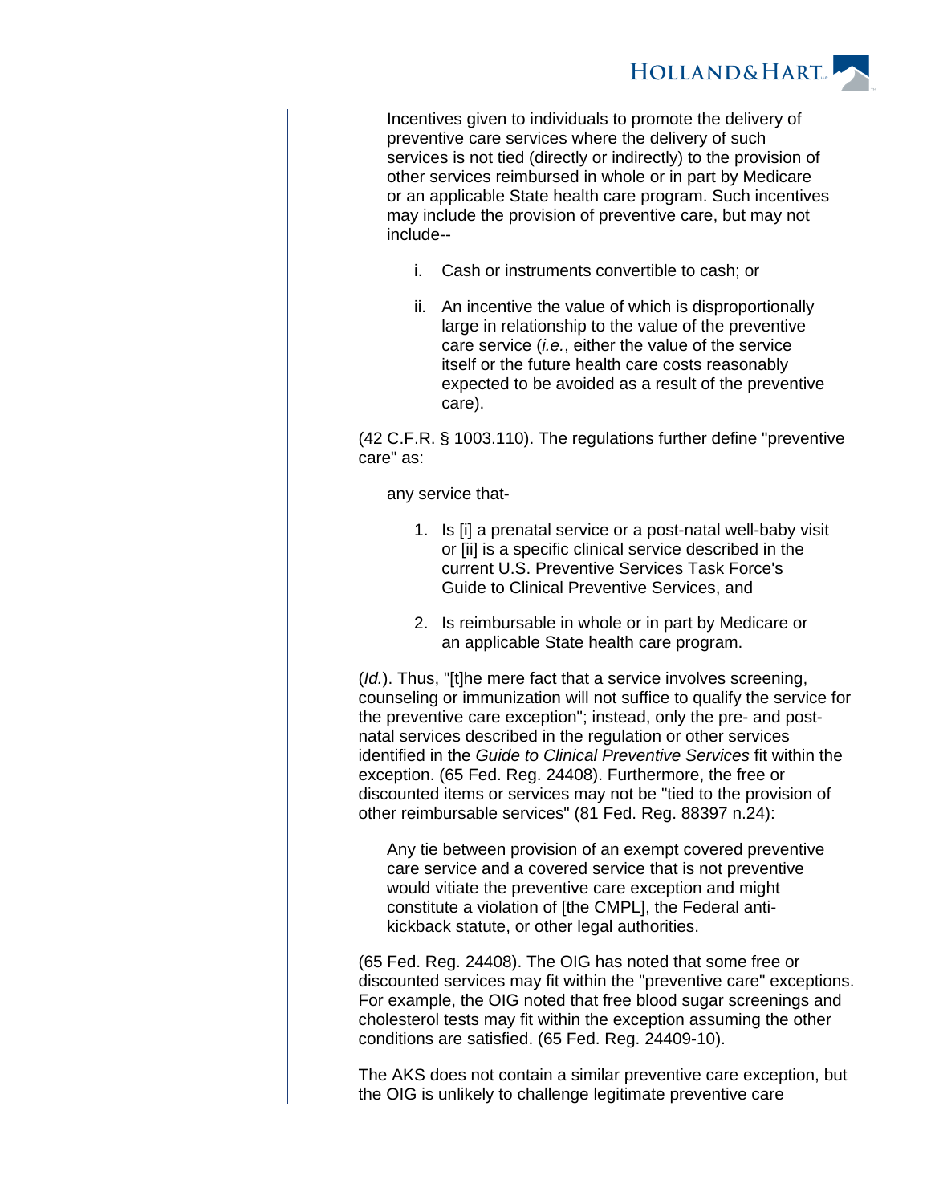> Incentives given to individuals to promote the delivery of preventive care services where the delivery of such services is not tied (directly or indirectly) to the provision of other services reimbursed in whole or in part by Medicare or an applicable State health care program. Such incentives may include the provision of preventive care, but may not include--
>
> i. Cash or instruments convertible to cash; or
>
> ii. An incentive the value of which is disproportionally large in relationship to the value of the preventive care service (*i.e.*, either the value of the service itself or the future health care costs reasonably expected to be avoided as a result of the preventive care).

(42 C.F.R. § 1003.110). The regulations further define "preventive care" as:

> any service that-
>
> 1. Is [i] a prenatal service or a post-natal well-baby visit or [ii] is a specific clinical service described in the current U.S. Preventive Services Task Force's Guide to Clinical Preventive Services, and
>
> 2. Is reimbursable in whole or in part by Medicare or an applicable State health care program.

(*Id.*). Thus, "[t]he mere fact that a service involves screening, counseling or immunization will not suffice to qualify the service for the preventive care exception"; instead, only the pre- and post-natal services described in the regulation or other services identified in the *Guide to Clinical Preventive Services* fit within the exception. (65 Fed. Reg. 24408). Furthermore, the free or discounted items or services may not be "tied to the provision of other reimbursable services" (81 Fed. Reg. 88397 n.24):

> Any tie between provision of an exempt covered preventive care service and a covered service that is not preventive would vitiate the preventive care exception and might constitute a violation of [the CMPL], the Federal anti-kickback statute, or other legal authorities.

(65 Fed. Reg. 24408). The OIG has noted that some free or discounted services may fit within the "preventive care" exceptions. For example, the OIG noted that free blood sugar screenings and cholesterol tests may fit within the exception assuming the other conditions are satisfied. (65 Fed. Reg. 24409-10).

The AKS does not contain a similar preventive care exception, but the OIG is unlikely to challenge legitimate preventive care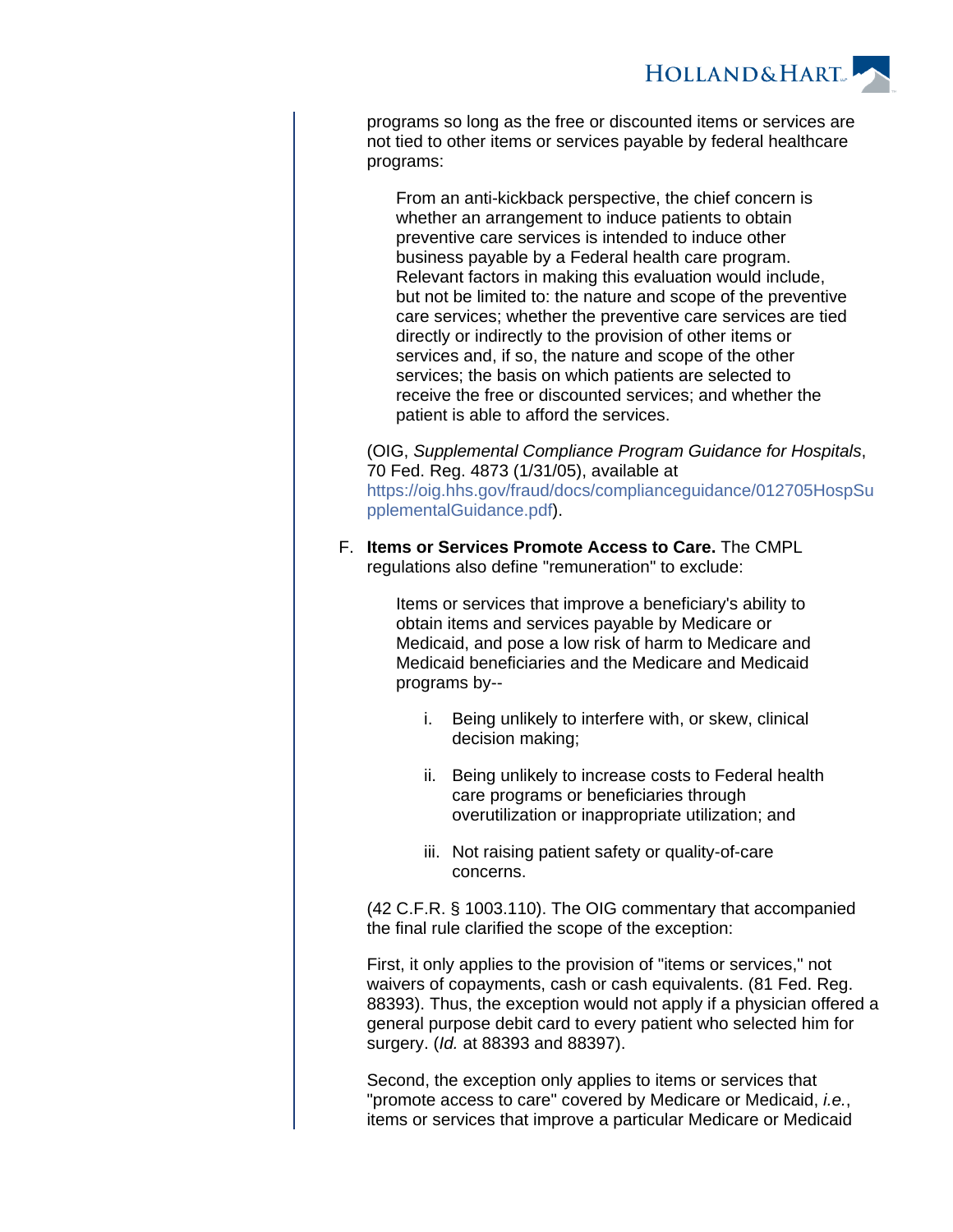programs so long as the free or discounted items or services are not tied to other items or services payable by federal healthcare programs:

> From an anti-kickback perspective, the chief concern is whether an arrangement to induce patients to obtain preventive care services is intended to induce other business payable by a Federal health care program. Relevant factors in making this evaluation would include, but not be limited to: the nature and scope of the preventive care services; whether the preventive care services are tied directly or indirectly to the provision of other items or services and, if so, the nature and scope of the other services; the basis on which patients are selected to receive the free or discounted services; and whether the patient is able to afford the services.

(OIG, *Supplemental Compliance Program Guidance for Hospitals*, 70 Fed. Reg. 4873 (1/31/05), available at https://oig.hhs.gov/fraud/docs/complianceguidance/012705HospSupplementalGuidance.pdf).

F. **Items or Services Promote Access to Care.** The CMPL regulations also define "remuneration" to exclude:

> Items or services that improve a beneficiary's ability to obtain items and services payable by Medicare or Medicaid, and pose a low risk of harm to Medicare and Medicaid beneficiaries and the Medicare and Medicaid programs by--
>
> i. Being unlikely to interfere with, or skew, clinical decision making;
>
> ii. Being unlikely to increase costs to Federal health care programs or beneficiaries through overutilization or inappropriate utilization; and
>
> iii. Not raising patient safety or quality-of-care concerns.

(42 C.F.R. § 1003.110). The OIG commentary that accompanied the final rule clarified the scope of the exception:

First, it only applies to the provision of "items or services," not waivers of copayments, cash or cash equivalents. (81 Fed. Reg. 88393). Thus, the exception would not apply if a physician offered a general purpose debit card to every patient who selected him for surgery. (*Id.* at 88393 and 88397).

Second, the exception only applies to items or services that "promote access to care" covered by Medicare or Medicaid, *i.e.*, items or services that improve a particular Medicare or Medicaid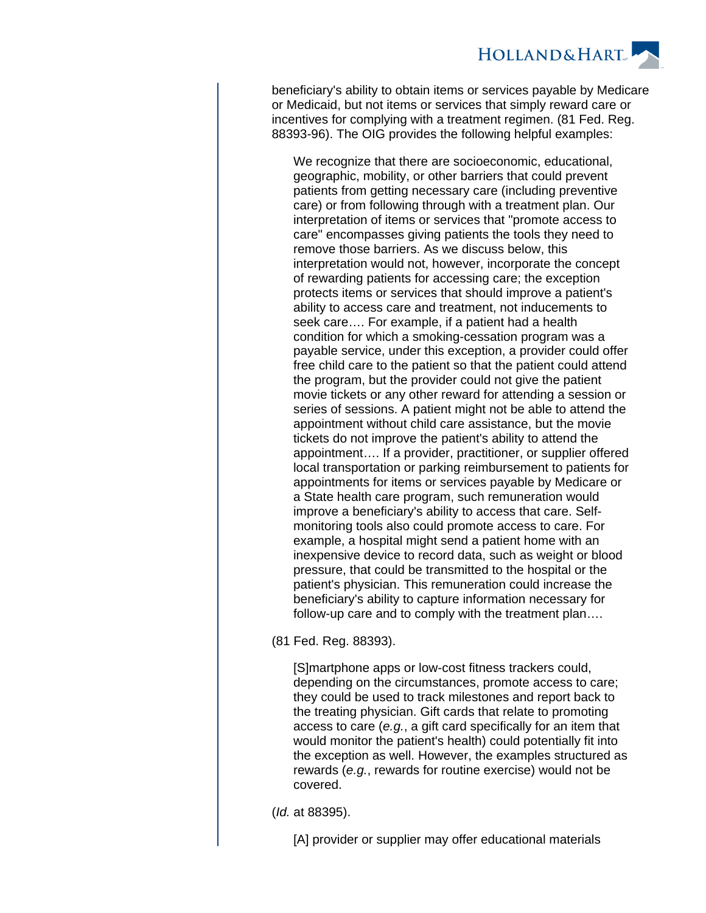beneficiary's ability to obtain items or services payable by Medicare or Medicaid, but not items or services that simply reward care or incentives for complying with a treatment regimen. (81 Fed. Reg. 88393-96). The OIG provides the following helpful examples:

> We recognize that there are socioeconomic, educational, geographic, mobility, or other barriers that could prevent patients from getting necessary care (including preventive care) or from following through with a treatment plan. Our interpretation of items or services that "promote access to care" encompasses giving patients the tools they need to remove those barriers. As we discuss below, this interpretation would not, however, incorporate the concept of rewarding patients for accessing care; the exception protects items or services that should improve a patient's ability to access care and treatment, not inducements to seek care…. For example, if a patient had a health condition for which a smoking-cessation program was a payable service, under this exception, a provider could offer free child care to the patient so that the patient could attend the program, but the provider could not give the patient movie tickets or any other reward for attending a session or series of sessions. A patient might not be able to attend the appointment without child care assistance, but the movie tickets do not improve the patient's ability to attend the appointment…. If a provider, practitioner, or supplier offered local transportation or parking reimbursement to patients for appointments for items or services payable by Medicare or a State health care program, such remuneration would improve a beneficiary's ability to access that care. Self-monitoring tools also could promote access to care. For example, a hospital might send a patient home with an inexpensive device to record data, such as weight or blood pressure, that could be transmitted to the hospital or the patient's physician. This remuneration could increase the beneficiary's ability to capture information necessary for follow-up care and to comply with the treatment plan….

(81 Fed. Reg. 88393).

> [S]martphone apps or low-cost fitness trackers could, depending on the circumstances, promote access to care; they could be used to track milestones and report back to the treating physician. Gift cards that relate to promoting access to care (*e.g.*, a gift card specifically for an item that would monitor the patient's health) could potentially fit into the exception as well. However, the examples structured as rewards (*e.g.*, rewards for routine exercise) would not be covered.

(*Id.* at 88395).

> [A] provider or supplier may offer educational materials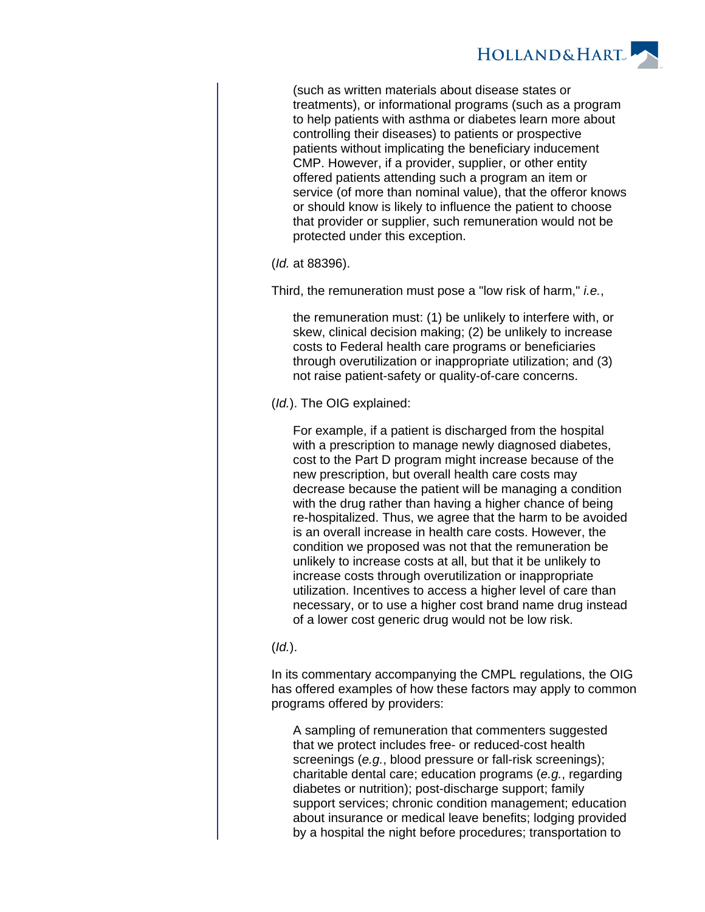> (such as written materials about disease states or treatments), or informational programs (such as a program to help patients with asthma or diabetes learn more about controlling their diseases) to patients or prospective patients without implicating the beneficiary inducement CMP. However, if a provider, supplier, or other entity offered patients attending such a program an item or service (of more than nominal value), that the offeror knows or should know is likely to influence the patient to choose that provider or supplier, such remuneration would not be protected under this exception.

(*Id.* at 88396).

Third, the remuneration must pose a "low risk of harm," *i.e.*,

> the remuneration must: (1) be unlikely to interfere with, or skew, clinical decision making; (2) be unlikely to increase costs to Federal health care programs or beneficiaries through overutilization or inappropriate utilization; and (3) not raise patient-safety or quality-of-care concerns.

(*Id.*). The OIG explained:

> For example, if a patient is discharged from the hospital with a prescription to manage newly diagnosed diabetes, cost to the Part D program might increase because of the new prescription, but overall health care costs may decrease because the patient will be managing a condition with the drug rather than having a higher chance of being re-hospitalized. Thus, we agree that the harm to be avoided is an overall increase in health care costs. However, the condition we proposed was not that the remuneration be unlikely to increase costs at all, but that it be unlikely to increase costs through overutilization or inappropriate utilization. Incentives to access a higher level of care than necessary, or to use a higher cost brand name drug instead of a lower cost generic drug would not be low risk.

(*Id.*).

In its commentary accompanying the CMPL regulations, the OIG has offered examples of how these factors may apply to common programs offered by providers:

> A sampling of remuneration that commenters suggested that we protect includes free- or reduced-cost health screenings (*e.g.*, blood pressure or fall-risk screenings); charitable dental care; education programs (*e.g.*, regarding diabetes or nutrition); post-discharge support; family support services; chronic condition management; education about insurance or medical leave benefits; lodging provided by a hospital the night before procedures; transportation to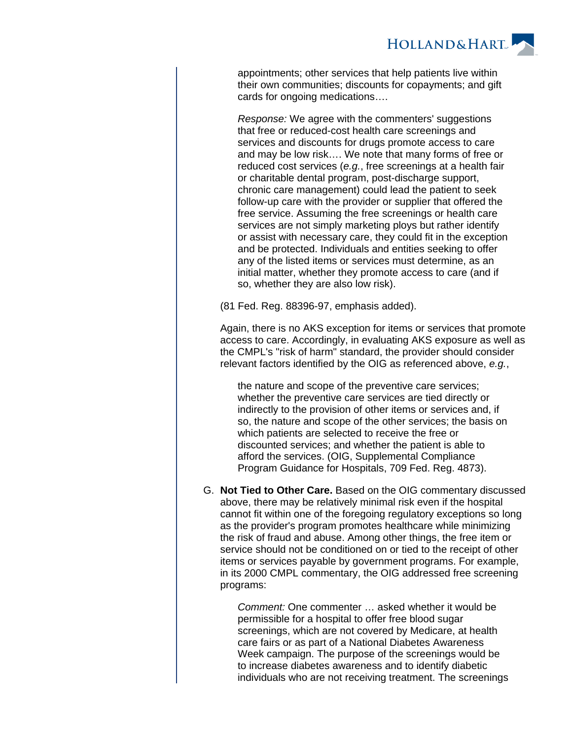> appointments; other services that help patients live within their own communities; discounts for copayments; and gift cards for ongoing medications….
>
> *Response:* We agree with the commenters' suggestions that free or reduced-cost health care screenings and services and discounts for drugs promote access to care and may be low risk…. We note that many forms of free or reduced cost services (*e.g.*, free screenings at a health fair or charitable dental program, post-discharge support, chronic care management) could lead the patient to seek follow-up care with the provider or supplier that offered the free service. Assuming the free screenings or health care services are not simply marketing ploys but rather identify or assist with necessary care, they could fit in the exception and be protected. Individuals and entities seeking to offer any of the listed items or services must determine, as an initial matter, whether they promote access to care (and if so, whether they are also low risk).

(81 Fed. Reg. 88396-97, emphasis added).

Again, there is no AKS exception for items or services that promote access to care. Accordingly, in evaluating AKS exposure as well as the CMPL's "risk of harm" standard, the provider should consider relevant factors identified by the OIG as referenced above, *e.g.*,

> the nature and scope of the preventive care services; whether the preventive care services are tied directly or indirectly to the provision of other items or services and, if so, the nature and scope of the other services; the basis on which patients are selected to receive the free or discounted services; and whether the patient is able to afford the services. (OIG, Supplemental Compliance Program Guidance for Hospitals, 709 Fed. Reg. 4873).

G. **Not Tied to Other Care.** Based on the OIG commentary discussed above, there may be relatively minimal risk even if the hospital cannot fit within one of the foregoing regulatory exceptions so long as the provider's program promotes healthcare while minimizing the risk of fraud and abuse. Among other things, the free item or service should not be conditioned on or tied to the receipt of other items or services payable by government programs. For example, in its 2000 CMPL commentary, the OIG addressed free screening programs:

> *Comment:* One commenter … asked whether it would be permissible for a hospital to offer free blood sugar screenings, which are not covered by Medicare, at health care fairs or as part of a National Diabetes Awareness Week campaign. The purpose of the screenings would be to increase diabetes awareness and to identify diabetic individuals who are not receiving treatment. The screenings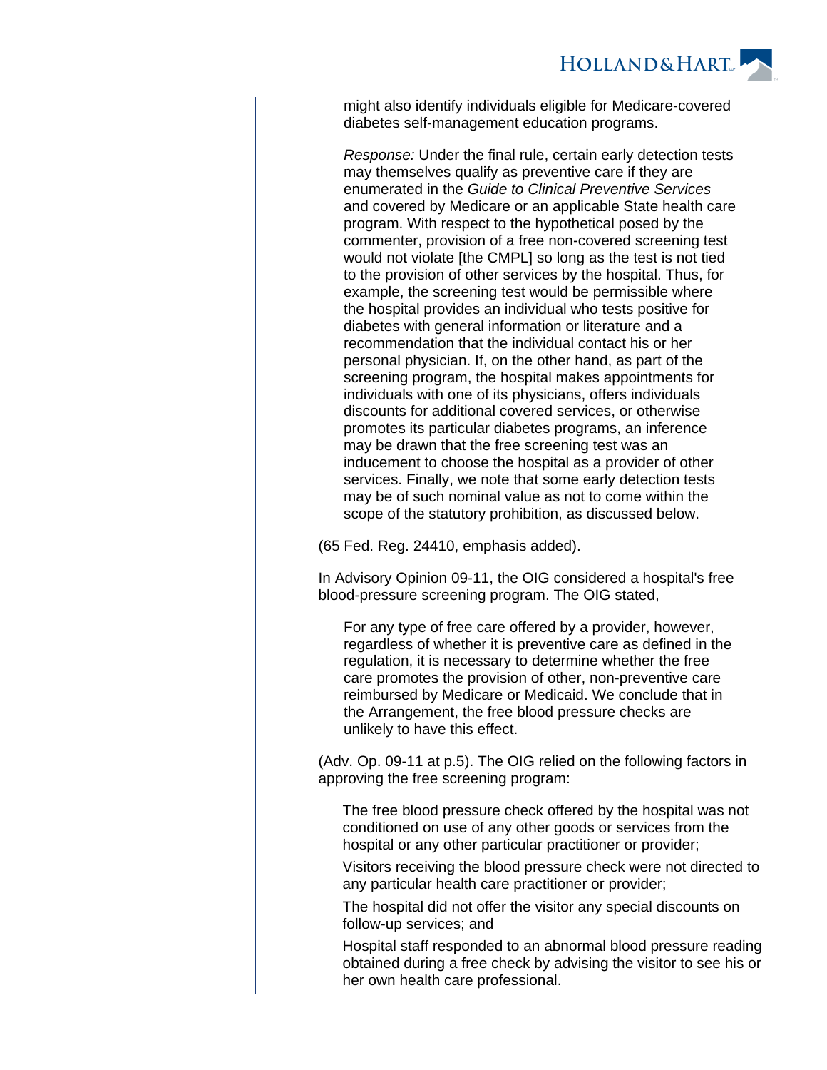> might also identify individuals eligible for Medicare-covered diabetes self-management education programs.
>
> *Response:* Under the final rule, certain early detection tests may themselves qualify as preventive care if they are enumerated in the *Guide to Clinical Preventive Services* and covered by Medicare or an applicable State health care program. With respect to the hypothetical posed by the commenter, provision of a free non-covered screening test would not violate [the CMPL] so long as the test is not tied to the provision of other services by the hospital. Thus, for example, the screening test would be permissible where the hospital provides an individual who tests positive for diabetes with general information or literature and a recommendation that the individual contact his or her personal physician. If, on the other hand, as part of the screening program, the hospital makes appointments for individuals with one of its physicians, offers individuals discounts for additional covered services, or otherwise promotes its particular diabetes programs, an inference may be drawn that the free screening test was an inducement to choose the hospital as a provider of other services. Finally, we note that some early detection tests may be of such nominal value as not to come within the scope of the statutory prohibition, as discussed below.

(65 Fed. Reg. 24410, emphasis added).

In Advisory Opinion 09-11, the OIG considered a hospital's free blood-pressure screening program. The OIG stated,

> For any type of free care offered by a provider, however, regardless of whether it is preventive care as defined in the regulation, it is necessary to determine whether the free care promotes the provision of other, non-preventive care reimbursed by Medicare or Medicaid. We conclude that in the Arrangement, the free blood pressure checks are unlikely to have this effect.

(Adv. Op. 09-11 at p.5). The OIG relied on the following factors in approving the free screening program:

> The free blood pressure check offered by the hospital was not conditioned on use of any other goods or services from the hospital or any other particular practitioner or provider;
>
> Visitors receiving the blood pressure check were not directed to any particular health care practitioner or provider;
>
> The hospital did not offer the visitor any special discounts on follow-up services; and
>
> Hospital staff responded to an abnormal blood pressure reading obtained during a free check by advising the visitor to see his or her own health care professional.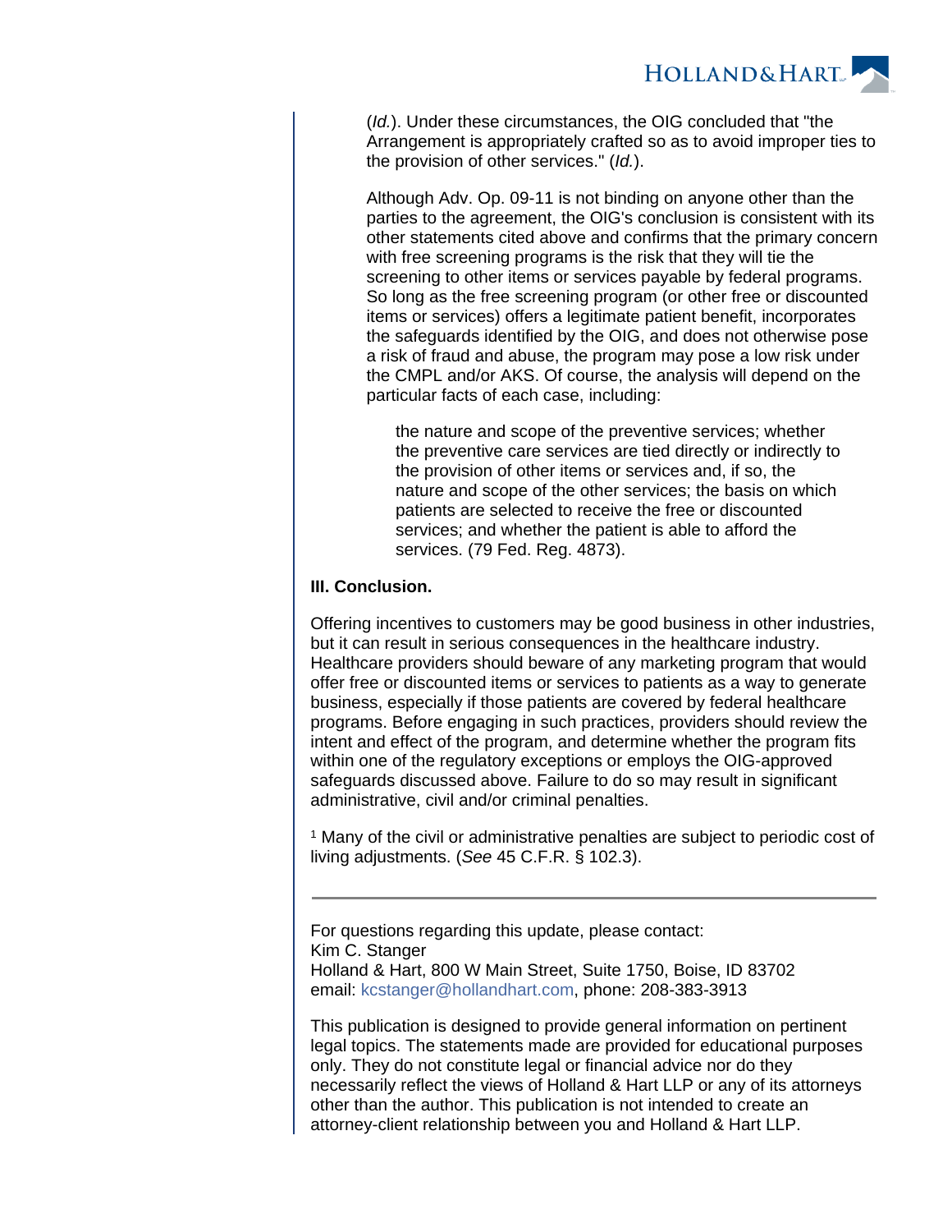(*Id.*). Under these circumstances, the OIG concluded that "the Arrangement is appropriately crafted so as to avoid improper ties to the provision of other services." (*Id.*).

Although Adv. Op. 09-11 is not binding on anyone other than the parties to the agreement, the OIG's conclusion is consistent with its other statements cited above and confirms that the primary concern with free screening programs is the risk that they will tie the screening to other items or services payable by federal programs. So long as the free screening program (or other free or discounted items or services) offers a legitimate patient benefit, incorporates the safeguards identified by the OIG, and does not otherwise pose a risk of fraud and abuse, the program may pose a low risk under the CMPL and/or AKS. Of course, the analysis will depend on the particular facts of each case, including:

> the nature and scope of the preventive services; whether the preventive care services are tied directly or indirectly to the provision of other items or services and, if so, the nature and scope of the other services; the basis on which patients are selected to receive the free or discounted services; and whether the patient is able to afford the services. (79 Fed. Reg. 4873).

**III. Conclusion.**

Offering incentives to customers may be good business in other industries, but it can result in serious consequences in the healthcare industry. Healthcare providers should beware of any marketing program that would offer free or discounted items or services to patients as a way to generate business, especially if those patients are covered by federal healthcare programs. Before engaging in such practices, providers should review the intent and effect of the program, and determine whether the program fits within one of the regulatory exceptions or employs the OIG-approved safeguards discussed above. Failure to do so may result in significant administrative, civil and/or criminal penalties.

[1] Many of the civil or administrative penalties are subject to periodic cost of living adjustments. (*See* 45 C.F.R. § 102.3).

---

For questions regarding this update, please contact:
Kim C. Stanger
Holland & Hart, 800 W Main Street, Suite 1750, Boise, ID 83702
email: kcstanger@hollandhart.com, phone: 208-383-3913

This publication is designed to provide general information on pertinent legal topics. The statements made are provided for educational purposes only. They do not constitute legal or financial advice nor do they necessarily reflect the views of Holland & Hart LLP or any of its attorneys other than the author. This publication is not intended to create an attorney-client relationship between you and Holland & Hart LLP.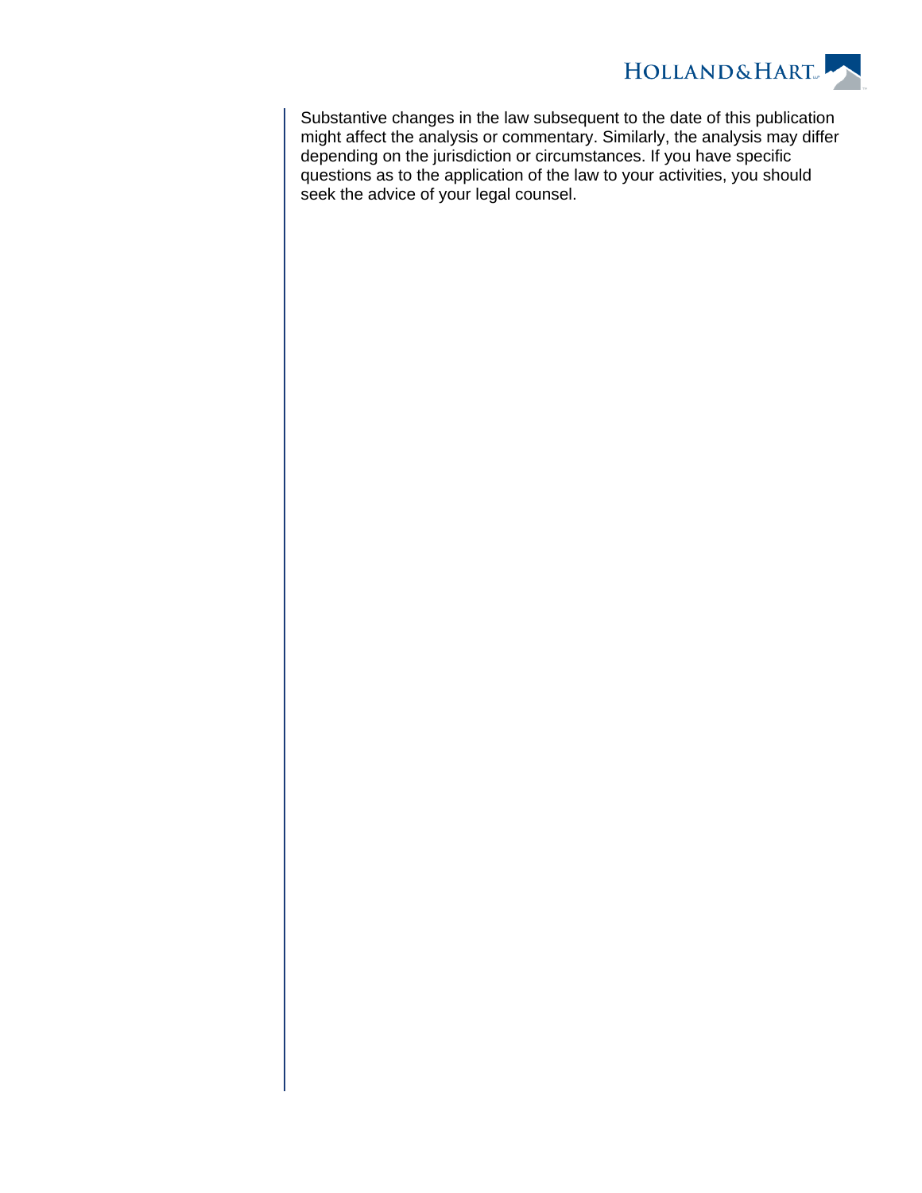Substantive changes in the law subsequent to the date of this publication might affect the analysis or commentary. Similarly, the analysis may differ depending on the jurisdiction or circumstances. If you have specific questions as to the application of the law to your activities, you should seek the advice of your legal counsel.